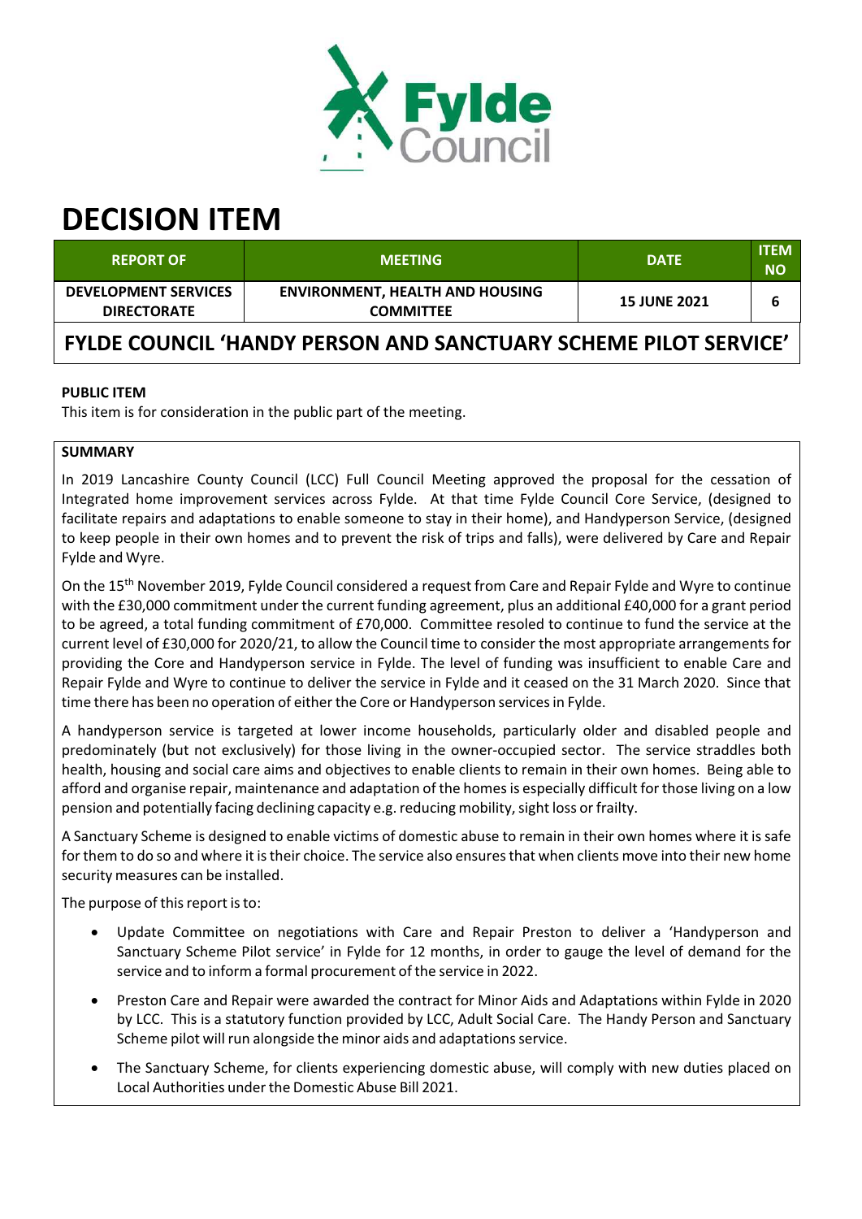# DECISION ITEM

| REPORT OF | MEETING | DATE | ITEM NO |
|---|---|---|---|
| DEVELOPMENT SERVICES DIRECTORATE | ENVIRONMENT, HEALTH AND HOUSING COMMITTEE | 15 JUNE 2021 | 6 |

## FYLDE COUNCIL 'HANDY PERSON AND SANCTUARY SCHEME PILOT SERVICE'

**PUBLIC ITEM**

This item is for consideration in the public part of the meeting.

**SUMMARY**

In 2019 Lancashire County Council (LCC) Full Council Meeting approved the proposal for the cessation of Integrated home improvement services across Fylde. At that time Fylde Council Core Service, (designed to facilitate repairs and adaptations to enable someone to stay in their home), and Handyperson Service, (designed to keep people in their own homes and to prevent the risk of trips and falls), were delivered by Care and Repair Fylde and Wyre.

On the 15th November 2019, Fylde Council considered a request from Care and Repair Fylde and Wyre to continue with the £30,000 commitment under the current funding agreement, plus an additional £40,000 for a grant period to be agreed, a total funding commitment of £70,000. Committee resolved to continue to fund the service at the current level of £30,000 for 2020/21, to allow the Council time to consider the most appropriate arrangements for providing the Core and Handyperson service in Fylde. The level of funding was insufficient to enable Care and Repair Fylde and Wyre to continue to deliver the service in Fylde and it ceased on the 31 March 2020. Since that time there has been no operation of either the Core or Handyperson services in Fylde.

A handyperson service is targeted at lower income households, particularly older and disabled people and predominately (but not exclusively) for those living in the owner-occupied sector. The service straddles both health, housing and social care aims and objectives to enable clients to remain in their own homes. Being able to afford and organise repair, maintenance and adaptation of the homes is especially difficult for those living on a low pension and potentially facing declining capacity e.g. reducing mobility, sight loss or frailty.

A Sanctuary Scheme is designed to enable victims of domestic abuse to remain in their own homes where it is safe for them to do so and where it is their choice. The service also ensures that when clients move into their new home security measures can be installed.

The purpose of this report is to:

- Update Committee on negotiations with Care and Repair Preston to deliver a 'Handyperson and Sanctuary Scheme Pilot service' in Fylde for 12 months, in order to gauge the level of demand for the service and to inform a formal procurement of the service in 2022.
- Preston Care and Repair were awarded the contract for Minor Aids and Adaptations within Fylde in 2020 by LCC. This is a statutory function provided by LCC, Adult Social Care. The Handy Person and Sanctuary Scheme pilot will run alongside the minor aids and adaptations service.
- The Sanctuary Scheme, for clients experiencing domestic abuse, will comply with new duties placed on Local Authorities under the Domestic Abuse Bill 2021.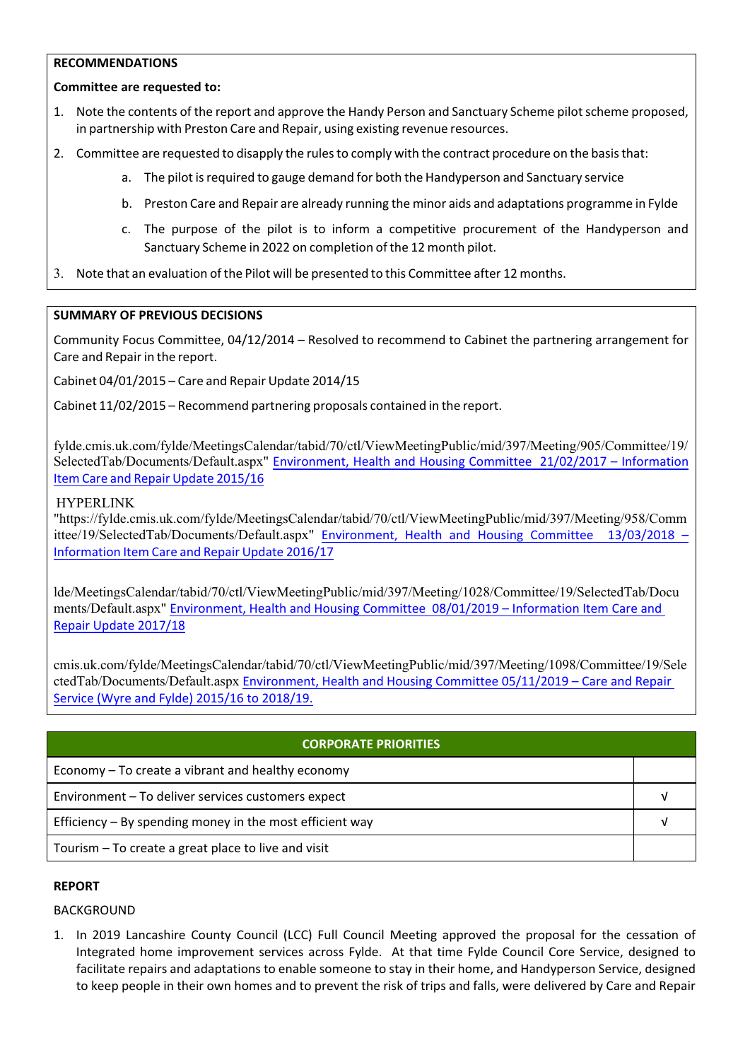**RECOMMENDATIONS**

**Committee are requested to:**

1. Note the contents of the report and approve the Handy Person and Sanctuary Scheme pilot scheme proposed, in partnership with Preston Care and Repair, using existing revenue resources.
2. Committee are requested to disapply the rules to comply with the contract procedure on the basis that:
    a. The pilot is required to gauge demand for both the Handyperson and Sanctuary service
    b. Preston Care and Repair are already running the minor aids and adaptations programme in Fylde
    c. The purpose of the pilot is to inform a competitive procurement of the Handyperson and Sanctuary Scheme in 2022 on completion of the 12 month pilot.
3. Note that an evaluation of the Pilot will be presented to this Committee after 12 months.

**SUMMARY OF PREVIOUS DECISIONS**

Community Focus Committee, 04/12/2014 – Resolved to recommend to Cabinet the partnering arrangement for Care and Repair in the report.

Cabinet 04/01/2015 – Care and Repair Update 2014/15

Cabinet 11/02/2015 – Recommend partnering proposals contained in the report.

fylde.cmis.uk.com/fylde/MeetingsCalendar/tabid/70/ctl/ViewMeetingPublic/mid/397/Meeting/905/Committee/19/SelectedTab/Documents/Default.aspx" Environment, Health and Housing Committee 21/02/2017 – Information Item Care and Repair Update 2015/16

HYPERLINK "https://fylde.cmis.uk.com/fylde/MeetingsCalendar/tabid/70/ctl/ViewMeetingPublic/mid/397/Meeting/958/Committee/19/SelectedTab/Documents/Default.aspx" Environment, Health and Housing Committee 13/03/2018 – Information Item Care and Repair Update 2016/17

lde/MeetingsCalendar/tabid/70/ctl/ViewMeetingPublic/mid/397/Meeting/1028/Committee/19/SelectedTab/Documents/Default.aspx" Environment, Health and Housing Committee 08/01/2019 – Information Item Care and Repair Update 2017/18

cmis.uk.com/fylde/MeetingsCalendar/tabid/70/ctl/ViewMeetingPublic/mid/397/Meeting/1098/Committee/19/SelectedTab/Documents/Default.aspx Environment, Health and Housing Committee 05/11/2019 – Care and Repair Service (Wyre and Fylde) 2015/16 to 2018/19.

| CORPORATE PRIORITIES | |
|---|---|
| Economy – To create a vibrant and healthy economy | |
| Environment – To deliver services customers expect | √ |
| Efficiency – By spending money in the most efficient way | √ |
| Tourism – To create a great place to live and visit | |

**REPORT**

BACKGROUND

1. In 2019 Lancashire County Council (LCC) Full Council Meeting approved the proposal for the cessation of Integrated home improvement services across Fylde. At that time Fylde Council Core Service, designed to facilitate repairs and adaptations to enable someone to stay in their home, and Handyperson Service, designed to keep people in their own homes and to prevent the risk of trips and falls, were delivered by Care and Repair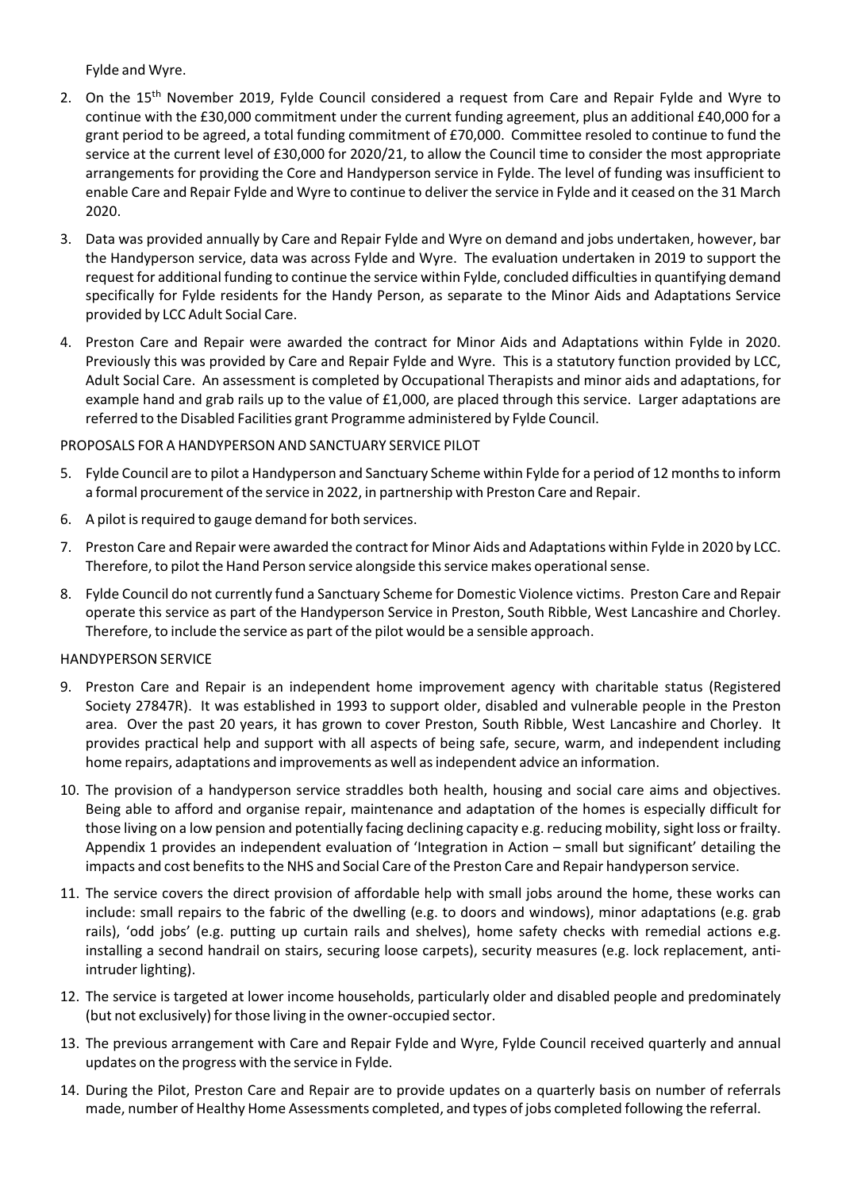Fylde and Wyre.

2. On the 15th November 2019, Fylde Council considered a request from Care and Repair Fylde and Wyre to continue with the £30,000 commitment under the current funding agreement, plus an additional £40,000 for a grant period to be agreed, a total funding commitment of £70,000. Committee resoled to continue to fund the service at the current level of £30,000 for 2020/21, to allow the Council time to consider the most appropriate arrangements for providing the Core and Handyperson service in Fylde. The level of funding was insufficient to enable Care and Repair Fylde and Wyre to continue to deliver the service in Fylde and it ceased on the 31 March 2020.

3. Data was provided annually by Care and Repair Fylde and Wyre on demand and jobs undertaken, however, bar the Handyperson service, data was across Fylde and Wyre. The evaluation undertaken in 2019 to support the request for additional funding to continue the service within Fylde, concluded difficulties in quantifying demand specifically for Fylde residents for the Handy Person, as separate to the Minor Aids and Adaptations Service provided by LCC Adult Social Care.

4. Preston Care and Repair were awarded the contract for Minor Aids and Adaptations within Fylde in 2020. Previously this was provided by Care and Repair Fylde and Wyre. This is a statutory function provided by LCC, Adult Social Care. An assessment is completed by Occupational Therapists and minor aids and adaptations, for example hand and grab rails up to the value of £1,000, are placed through this service. Larger adaptations are referred to the Disabled Facilities grant Programme administered by Fylde Council.

PROPOSALS FOR A HANDYPERSON AND SANCTUARY SERVICE PILOT

5. Fylde Council are to pilot a Handyperson and Sanctuary Scheme within Fylde for a period of 12 months to inform a formal procurement of the service in 2022, in partnership with Preston Care and Repair.

6. A pilot is required to gauge demand for both services.

7. Preston Care and Repair were awarded the contract for Minor Aids and Adaptations within Fylde in 2020 by LCC. Therefore, to pilot the Hand Person service alongside this service makes operational sense.

8. Fylde Council do not currently fund a Sanctuary Scheme for Domestic Violence victims. Preston Care and Repair operate this service as part of the Handyperson Service in Preston, South Ribble, West Lancashire and Chorley. Therefore, to include the service as part of the pilot would be a sensible approach.

HANDYPERSON SERVICE

9. Preston Care and Repair is an independent home improvement agency with charitable status (Registered Society 27847R). It was established in 1993 to support older, disabled and vulnerable people in the Preston area. Over the past 20 years, it has grown to cover Preston, South Ribble, West Lancashire and Chorley. It provides practical help and support with all aspects of being safe, secure, warm, and independent including home repairs, adaptations and improvements as well as independent advice an information.

10. The provision of a handyperson service straddles both health, housing and social care aims and objectives. Being able to afford and organise repair, maintenance and adaptation of the homes is especially difficult for those living on a low pension and potentially facing declining capacity e.g. reducing mobility, sight loss or frailty. Appendix 1 provides an independent evaluation of 'Integration in Action – small but significant' detailing the impacts and cost benefits to the NHS and Social Care of the Preston Care and Repair handyperson service.

11. The service covers the direct provision of affordable help with small jobs around the home, these works can include: small repairs to the fabric of the dwelling (e.g. to doors and windows), minor adaptations (e.g. grab rails), 'odd jobs' (e.g. putting up curtain rails and shelves), home safety checks with remedial actions e.g. installing a second handrail on stairs, securing loose carpets), security measures (e.g. lock replacement, anti-intruder lighting).

12. The service is targeted at lower income households, particularly older and disabled people and predominately (but not exclusively) for those living in the owner-occupied sector.

13. The previous arrangement with Care and Repair Fylde and Wyre, Fylde Council received quarterly and annual updates on the progress with the service in Fylde.

14. During the Pilot, Preston Care and Repair are to provide updates on a quarterly basis on number of referrals made, number of Healthy Home Assessments completed, and types of jobs completed following the referral.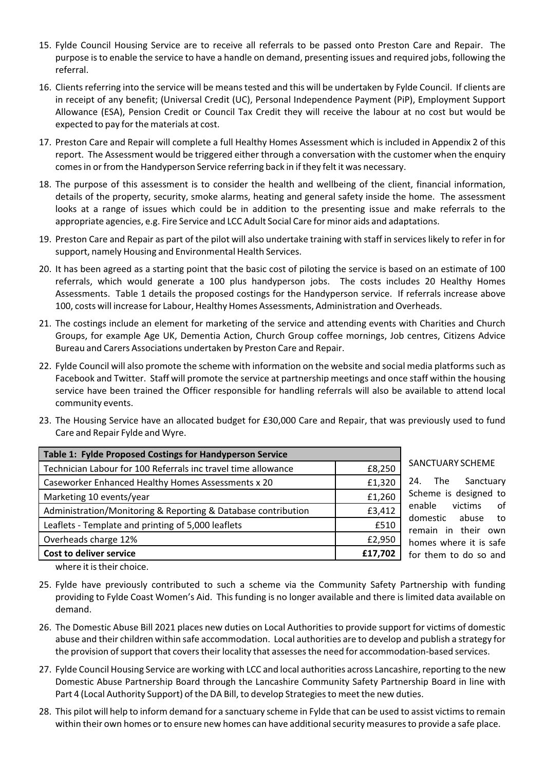15. Fylde Council Housing Service are to receive all referrals to be passed onto Preston Care and Repair. The purpose is to enable the service to have a handle on demand, presenting issues and required jobs, following the referral.

16. Clients referring into the service will be means tested and this will be undertaken by Fylde Council. If clients are in receipt of any benefit; (Universal Credit (UC), Personal Independence Payment (PiP), Employment Support Allowance (ESA), Pension Credit or Council Tax Credit they will receive the labour at no cost but would be expected to pay for the materials at cost.

17. Preston Care and Repair will complete a full Healthy Homes Assessment which is included in Appendix 2 of this report. The Assessment would be triggered either through a conversation with the customer when the enquiry comes in or from the Handyperson Service referring back in if they felt it was necessary.

18. The purpose of this assessment is to consider the health and wellbeing of the client, financial information, details of the property, security, smoke alarms, heating and general safety inside the home. The assessment looks at a range of issues which could be in addition to the presenting issue and make referrals to the appropriate agencies, e.g. Fire Service and LCC Adult Social Care for minor aids and adaptations.

19. Preston Care and Repair as part of the pilot will also undertake training with staff in services likely to refer in for support, namely Housing and Environmental Health Services.

20. It has been agreed as a starting point that the basic cost of piloting the service is based on an estimate of 100 referrals, which would generate a 100 plus handyperson jobs. The costs includes 20 Healthy Homes Assessments. Table 1 details the proposed costings for the Handyperson service. If referrals increase above 100, costs will increase for Labour, Healthy Homes Assessments, Administration and Overheads.

21. The costings include an element for marketing of the service and attending events with Charities and Church Groups, for example Age UK, Dementia Action, Church Group coffee mornings, Job centres, Citizens Advice Bureau and Carers Associations undertaken by Preston Care and Repair.

22. Fylde Council will also promote the scheme with information on the website and social media platforms such as Facebook and Twitter. Staff will promote the service at partnership meetings and once staff within the housing service have been trained the Officer responsible for handling referrals will also be available to attend local community events.

23. The Housing Service have an allocated budget for £30,000 Care and Repair, that was previously used to fund Care and Repair Fylde and Wyre.

| **Table 1: Fylde Proposed Costings for Handyperson Service** | |
|---|---|
| Technician Labour for 100 Referrals inc travel time allowance | £8,250 |
| Caseworker Enhanced Healthy Homes Assessments x 20 | £1,320 |
| Marketing 10 events/year | £1,260 |
| Administration/Monitoring & Reporting & Database contribution | £3,412 |
| Leaflets - Template and printing of 5,000 leaflets | £510 |
| Overheads charge 12% | £2,950 |
| **Cost to deliver service** | **£17,702** |

SANCTUARY SCHEME

24. The Sanctuary Scheme is designed to enable victims of domestic abuse to remain in their own homes where it is safe for them to do so and where it is their choice.

25. Fylde have previously contributed to such a scheme via the Community Safety Partnership with funding providing to Fylde Coast Women's Aid. This funding is no longer available and there is limited data available on demand.

26. The Domestic Abuse Bill 2021 places new duties on Local Authorities to provide support for victims of domestic abuse and their children within safe accommodation. Local authorities are to develop and publish a strategy for the provision of support that covers their locality that assesses the need for accommodation-based services.

27. Fylde Council Housing Service are working with LCC and local authorities across Lancashire, reporting to the new Domestic Abuse Partnership Board through the Lancashire Community Safety Partnership Board in line with Part 4 (Local Authority Support) of the DA Bill, to develop Strategies to meet the new duties.

28. This pilot will help to inform demand for a sanctuary scheme in Fylde that can be used to assist victims to remain within their own homes or to ensure new homes can have additional security measures to provide a safe place.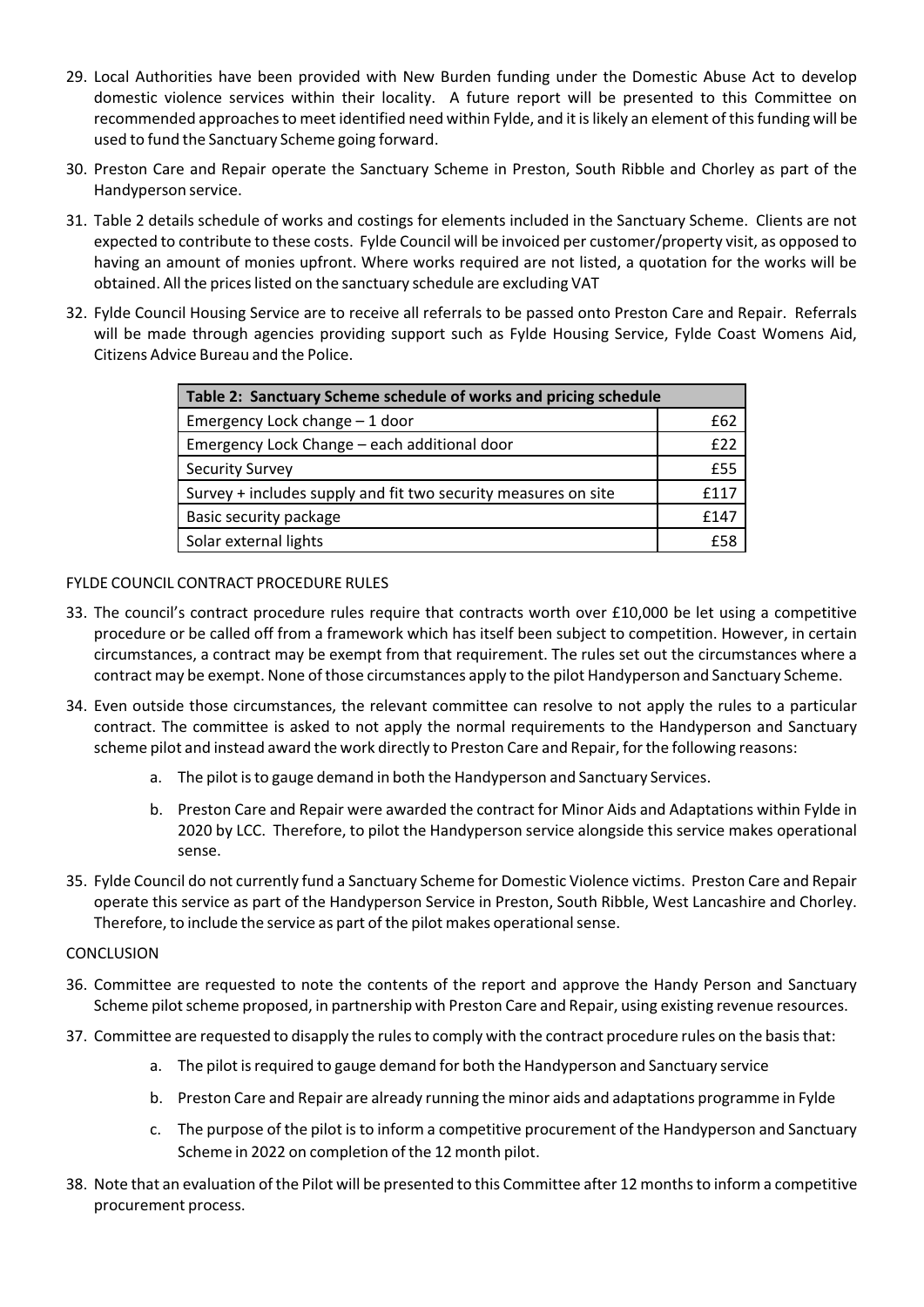29. Local Authorities have been provided with New Burden funding under the Domestic Abuse Act to develop domestic violence services within their locality. A future report will be presented to this Committee on recommended approaches to meet identified need within Fylde, and it is likely an element of this funding will be used to fund the Sanctuary Scheme going forward.

30. Preston Care and Repair operate the Sanctuary Scheme in Preston, South Ribble and Chorley as part of the Handyperson service.

31. Table 2 details schedule of works and costings for elements included in the Sanctuary Scheme. Clients are not expected to contribute to these costs. Fylde Council will be invoiced per customer/property visit, as opposed to having an amount of monies upfront. Where works required are not listed, a quotation for the works will be obtained. All the prices listed on the sanctuary schedule are excluding VAT

32. Fylde Council Housing Service are to receive all referrals to be passed onto Preston Care and Repair. Referrals will be made through agencies providing support such as Fylde Housing Service, Fylde Coast Womens Aid, Citizens Advice Bureau and the Police.

| Table 2: Sanctuary Scheme schedule of works and pricing schedule | |
|---|---|
| Emergency Lock change – 1 door | £62 |
| Emergency Lock Change – each additional door | £22 |
| Security Survey | £55 |
| Survey + includes supply and fit two security measures on site | £117 |
| Basic security package | £147 |
| Solar external lights | £58 |

FYLDE COUNCIL CONTRACT PROCEDURE RULES

33. The council's contract procedure rules require that contracts worth over £10,000 be let using a competitive procedure or be called off from a framework which has itself been subject to competition. However, in certain circumstances, a contract may be exempt from that requirement. The rules set out the circumstances where a contract may be exempt. None of those circumstances apply to the pilot Handyperson and Sanctuary Scheme.

34. Even outside those circumstances, the relevant committee can resolve to not apply the rules to a particular contract. The committee is asked to not apply the normal requirements to the Handyperson and Sanctuary scheme pilot and instead award the work directly to Preston Care and Repair, for the following reasons:

    a. The pilot is to gauge demand in both the Handyperson and Sanctuary Services.

    b. Preston Care and Repair were awarded the contract for Minor Aids and Adaptations within Fylde in 2020 by LCC. Therefore, to pilot the Handyperson service alongside this service makes operational sense.

35. Fylde Council do not currently fund a Sanctuary Scheme for Domestic Violence victims. Preston Care and Repair operate this service as part of the Handyperson Service in Preston, South Ribble, West Lancashire and Chorley. Therefore, to include the service as part of the pilot makes operational sense.

CONCLUSION

36. Committee are requested to note the contents of the report and approve the Handy Person and Sanctuary Scheme pilot scheme proposed, in partnership with Preston Care and Repair, using existing revenue resources.

37. Committee are requested to disapply the rules to comply with the contract procedure rules on the basis that:

    a. The pilot is required to gauge demand for both the Handyperson and Sanctuary service

    b. Preston Care and Repair are already running the minor aids and adaptations programme in Fylde

    c. The purpose of the pilot is to inform a competitive procurement of the Handyperson and Sanctuary Scheme in 2022 on completion of the 12 month pilot.

38. Note that an evaluation of the Pilot will be presented to this Committee after 12 months to inform a competitive procurement process.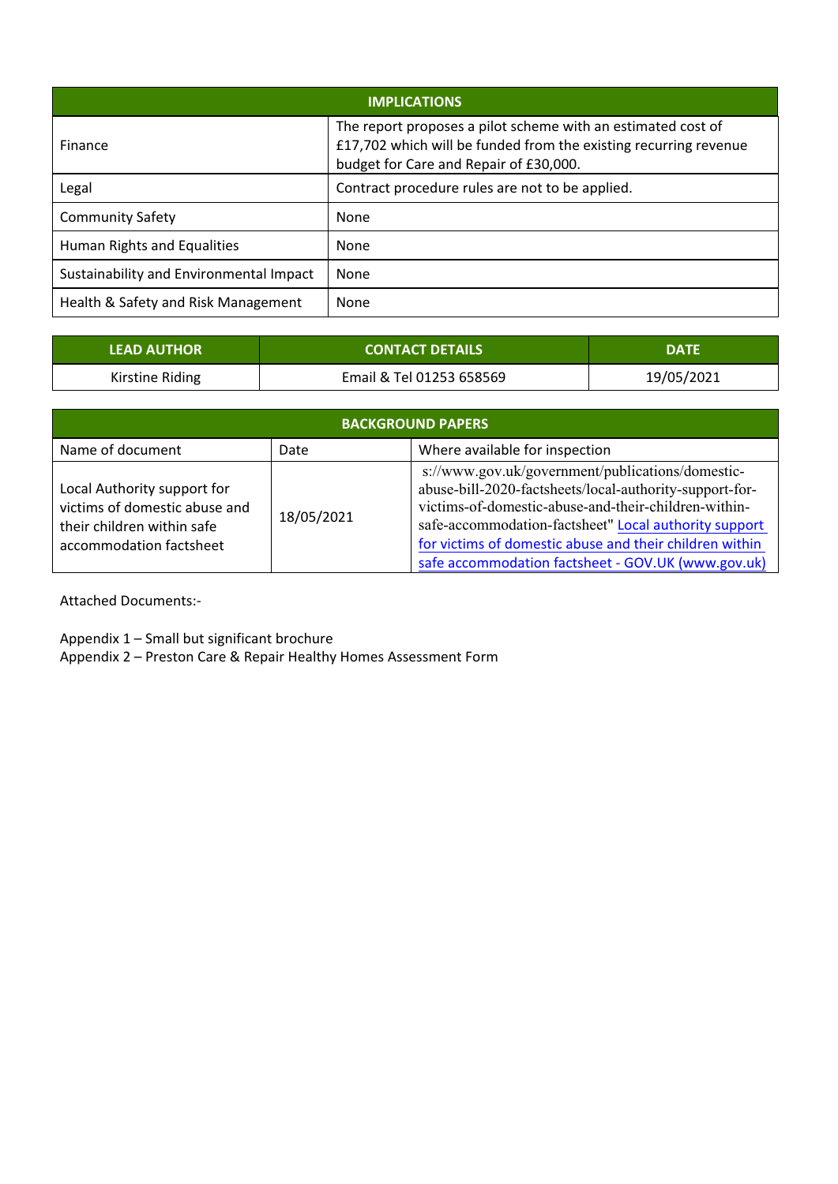| IMPLICATIONS | |
|---|---|
| Finance | The report proposes a pilot scheme with an estimated cost of £17,702 which will be funded from the existing recurring revenue budget for Care and Repair of £30,000. |
| Legal | Contract procedure rules are not to be applied. |
| Community Safety | None |
| Human Rights and Equalities | None |
| Sustainability and Environmental Impact | None |
| Health & Safety and Risk Management | None |

| LEAD AUTHOR | CONTACT DETAILS | DATE |
|---|---|---|
| Kirstine Riding | Email & Tel 01253 658569 | 19/05/2021 |

| BACKGROUND PAPERS | | |
|---|---|---|
| Name of document | Date | Where available for inspection |
| Local Authority support for victims of domestic abuse and their children within safe accommodation factsheet | 18/05/2021 | s://www.gov.uk/government/publications/domestic-abuse-bill-2020-factsheets/local-authority-support-for-victims-of-domestic-abuse-and-their-children-within-safe-accommodation-factsheet" Local authority support for victims of domestic abuse and their children within safe accommodation factsheet - GOV.UK (www.gov.uk) |

Attached Documents:-

Appendix 1 – Small but significant brochure
Appendix 2 – Preston Care & Repair Healthy Homes Assessment Form